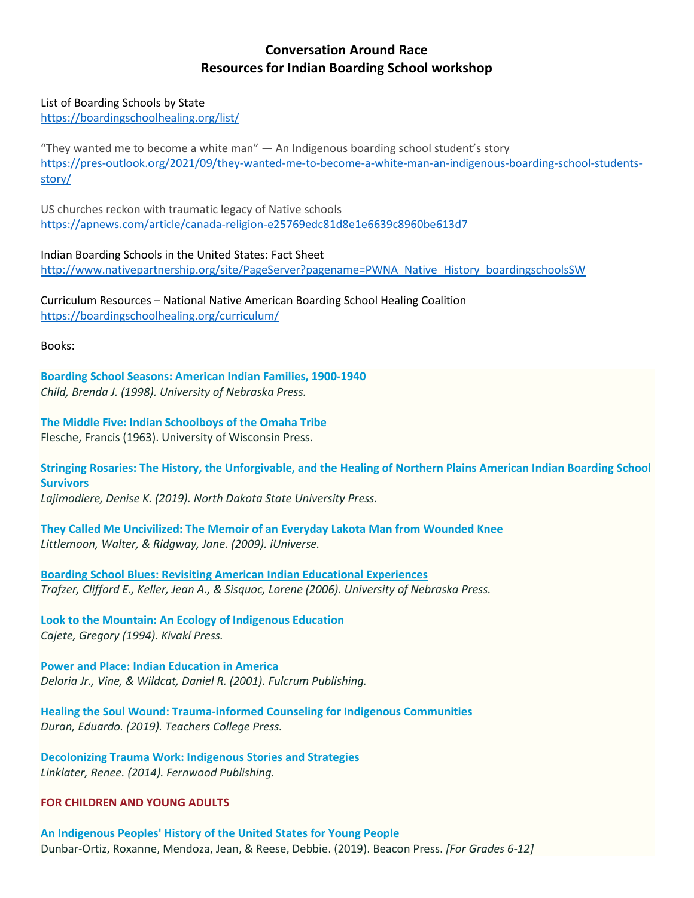# Conversation Around Race
## Resources for Indian Boarding School workshop

List of Boarding Schools by State
https://boardingschoolhealing.org/list/

"They wanted me to become a white man" — An Indigenous boarding school student's story
https://pres-outlook.org/2021/09/they-wanted-me-to-become-a-white-man-an-indigenous-boarding-school-students-story/

US churches reckon with traumatic legacy of Native schools
https://apnews.com/article/canada-religion-e25769edc81d8e1e6639c8960be613d7

Indian Boarding Schools in the United States: Fact Sheet
http://www.nativepartnership.org/site/PageServer?pagename=PWNA_Native_History_boardingschoolsSW

Curriculum Resources – National Native American Boarding School Healing Coalition
https://boardingschoolhealing.org/curriculum/

Books:

**Boarding School Seasons: American Indian Families, 1900-1940**
*Child, Brenda J. (1998). University of Nebraska Press.*

**The Middle Five: Indian Schoolboys of the Omaha Tribe**
Flesche, Francis (1963). University of Wisconsin Press.

**Stringing Rosaries: The History, the Unforgivable, and the Healing of Northern Plains American Indian Boarding School Survivors**
*Lajimodiere, Denise K. (2019). North Dakota State University Press.*

**They Called Me Uncivilized: The Memoir of an Everyday Lakota Man from Wounded Knee**
*Littlemoon, Walter, & Ridgway, Jane. (2009). iUniverse.*

**Boarding School Blues: Revisiting American Indian Educational Experiences**
*Trafzer, Clifford E., Keller, Jean A., & Sisquoc, Lorene (2006). University of Nebraska Press.*

**Look to the Mountain: An Ecology of Indigenous Education**
*Cajete, Gregory (1994). Kivakí Press.*

**Power and Place: Indian Education in America**
*Deloria Jr., Vine, & Wildcat, Daniel R. (2001). Fulcrum Publishing.*

**Healing the Soul Wound: Trauma-informed Counseling for Indigenous Communities**
*Duran, Eduardo. (2019). Teachers College Press.*

**Decolonizing Trauma Work: Indigenous Stories and Strategies**
*Linklater, Renee. (2014). Fernwood Publishing.*

**FOR CHILDREN AND YOUNG ADULTS**

**An Indigenous Peoples' History of the United States for Young People**
Dunbar-Ortiz, Roxanne, Mendoza, Jean, & Reese, Debbie. (2019). Beacon Press. *[For Grades 6-12]*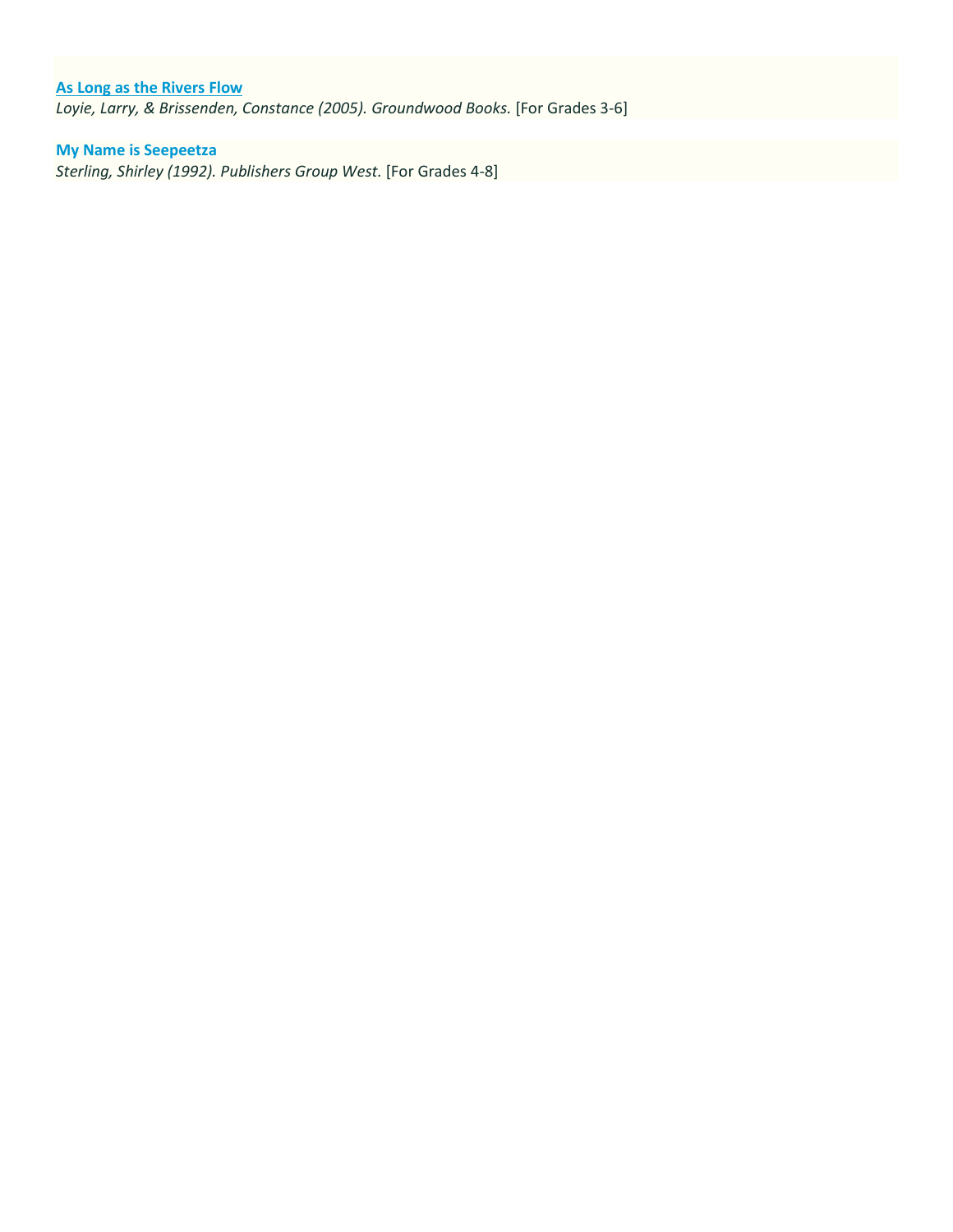**As Long as the Rivers Flow**
*Loyie, Larry, & Brissenden, Constance (2005). Groundwood Books.* [For Grades 3-6]

**My Name is Seepeetza**
*Sterling, Shirley (1992). Publishers Group West.* [For Grades 4-8]